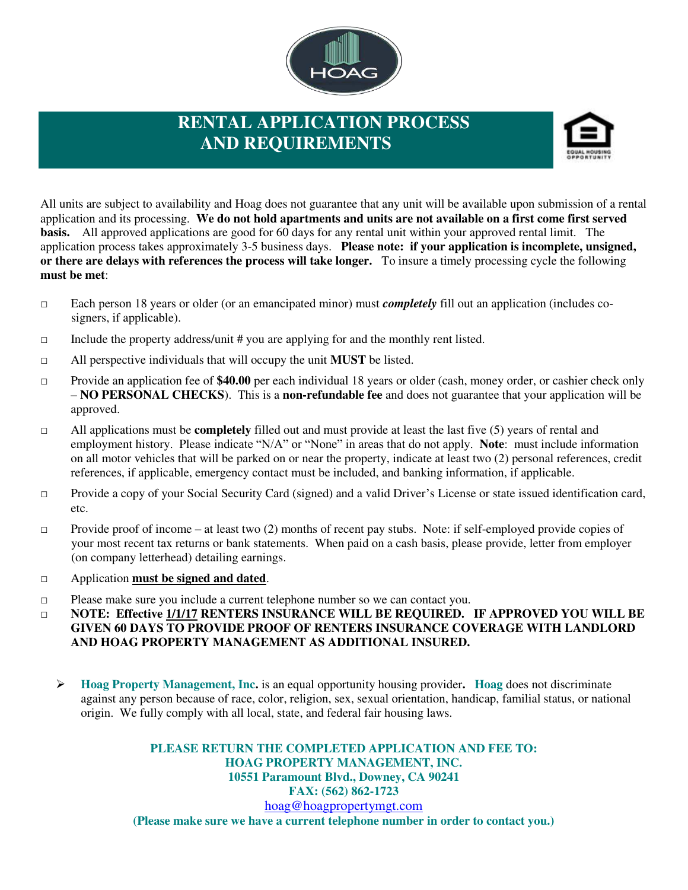# RENTAL APPLICATION PROCESS AND REQUIREMENTS

All units are subject to availability and Hoag does not guarantee that any unit will be available upon submission of a rental application and its processing. **We do not hold apartments and units are not available on a first come first served basis.** All approved applications are good for 60 days for any rental unit within your approved rental limit. The application process takes approximately 3-5 business days. **Please note: if your application is incomplete, unsigned, or there are delays with references the process will take longer.** To insure a timely processing cycle the following **must be met**:

- □ Each person 18 years or older (or an emancipated minor) must ***completely*** fill out an application (includes co-signers, if applicable).
- □ Include the property address/unit # you are applying for and the monthly rent listed.
- □ All perspective individuals that will occupy the unit **MUST** be listed.
- □ Provide an application fee of **$40.00** per each individual 18 years or older (cash, money order, or cashier check only – **NO PERSONAL CHECKS**). This is a **non-refundable fee** and does not guarantee that your application will be approved.
- □ All applications must be **completely** filled out and must provide at least the last five (5) years of rental and employment history. Please indicate "N/A" or "None" in areas that do not apply. **Note**: must include information on all motor vehicles that will be parked on or near the property, indicate at least two (2) personal references, credit references, if applicable, emergency contact must be included, and banking information, if applicable.
- □ Provide a copy of your Social Security Card (signed) and a valid Driver's License or state issued identification card, etc.
- □ Provide proof of income – at least two (2) months of recent pay stubs. Note: if self-employed provide copies of your most recent tax returns or bank statements. When paid on a cash basis, please provide, letter from employer (on company letterhead) detailing earnings.
- □ Application **<u>must be signed and dated</u>**.
- □ Please make sure you include a current telephone number so we can contact you.
- □ **NOTE: Effective <u>1/1/17</u> RENTERS INSURANCE WILL BE REQUIRED. IF APPROVED YOU WILL BE GIVEN 60 DAYS TO PROVIDE PROOF OF RENTERS INSURANCE COVERAGE WITH LANDLORD AND HOAG PROPERTY MANAGEMENT AS ADDITIONAL INSURED.**

- **Hoag Property Management, Inc.** is an equal opportunity housing provider**. Hoag** does not discriminate against any person because of race, color, religion, sex, sexual orientation, handicap, familial status, or national origin. We fully comply with all local, state, and federal fair housing laws.

**PLEASE RETURN THE COMPLETED APPLICATION AND FEE TO:**
**HOAG PROPERTY MANAGEMENT, INC.**
**10551 Paramount Blvd., Downey, CA 90241**
**FAX: (562) 862-1723**
hoag@hoagpropertymgt.com
**(Please make sure we have a current telephone number in order to contact you.)**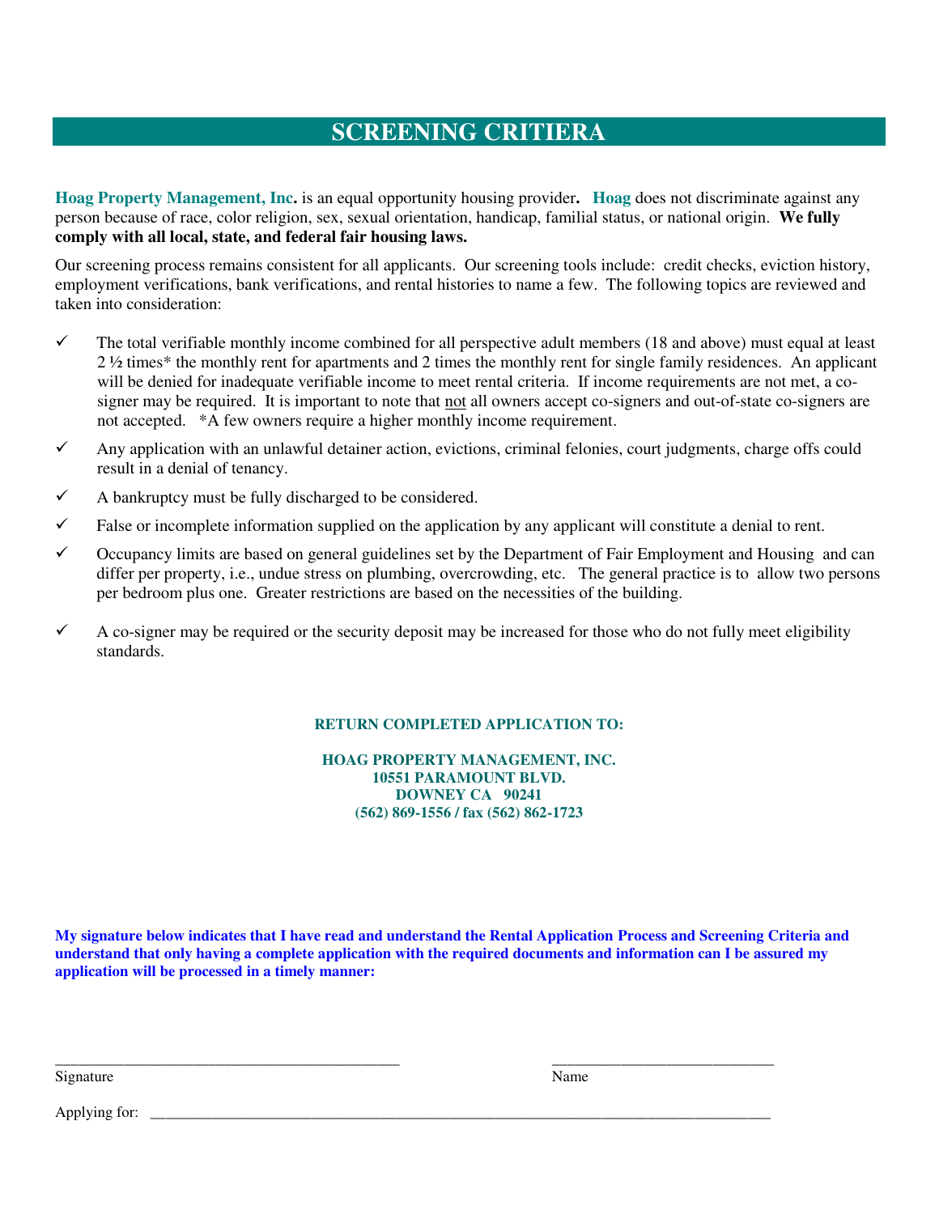# SCREENING CRITIERA

**Hoag Property Management, Inc.** is an equal opportunity housing provider**.** Hoag does not discriminate against any person because of race, color religion, sex, sexual orientation, handicap, familial status, or national origin. **We fully comply with all local, state, and federal fair housing laws.**

Our screening process remains consistent for all applicants. Our screening tools include: credit checks, eviction history, employment verifications, bank verifications, and rental histories to name a few. The following topics are reviewed and taken into consideration:

- ✓ The total verifiable monthly income combined for all perspective adult members (18 and above) must equal at least 2 ½ times* the monthly rent for apartments and 2 times the monthly rent for single family residences. An applicant will be denied for inadequate verifiable income to meet rental criteria. If income requirements are not met, a co-signer may be required. It is important to note that not all owners accept co-signers and out-of-state co-signers are not accepted. *A few owners require a higher monthly income requirement.
- ✓ Any application with an unlawful detainer action, evictions, criminal felonies, court judgments, charge offs could result in a denial of tenancy.
- ✓ A bankruptcy must be fully discharged to be considered.
- ✓ False or incomplete information supplied on the application by any applicant will constitute a denial to rent.
- ✓ Occupancy limits are based on general guidelines set by the Department of Fair Employment and Housing and can differ per property, i.e., undue stress on plumbing, overcrowding, etc. The general practice is to allow two persons per bedroom plus one. Greater restrictions are based on the necessities of the building.
- ✓ A co-signer may be required or the security deposit may be increased for those who do not fully meet eligibility standards.

**RETURN COMPLETED APPLICATION TO:**

**HOAG PROPERTY MANAGEMENT, INC.**
**10551 PARAMOUNT BLVD.**
**DOWNEY CA 90241**
**(562) 869-1556 / fax (562) 862-1723**

**My signature below indicates that I have read and understand the Rental Application Process and Screening Criteria and understand that only having a complete application with the required documents and information can I be assured my application will be processed in a timely manner:**

_____________________________________________ _____________________________
Signature Name

Applying for: ___________________________________________________________________________________